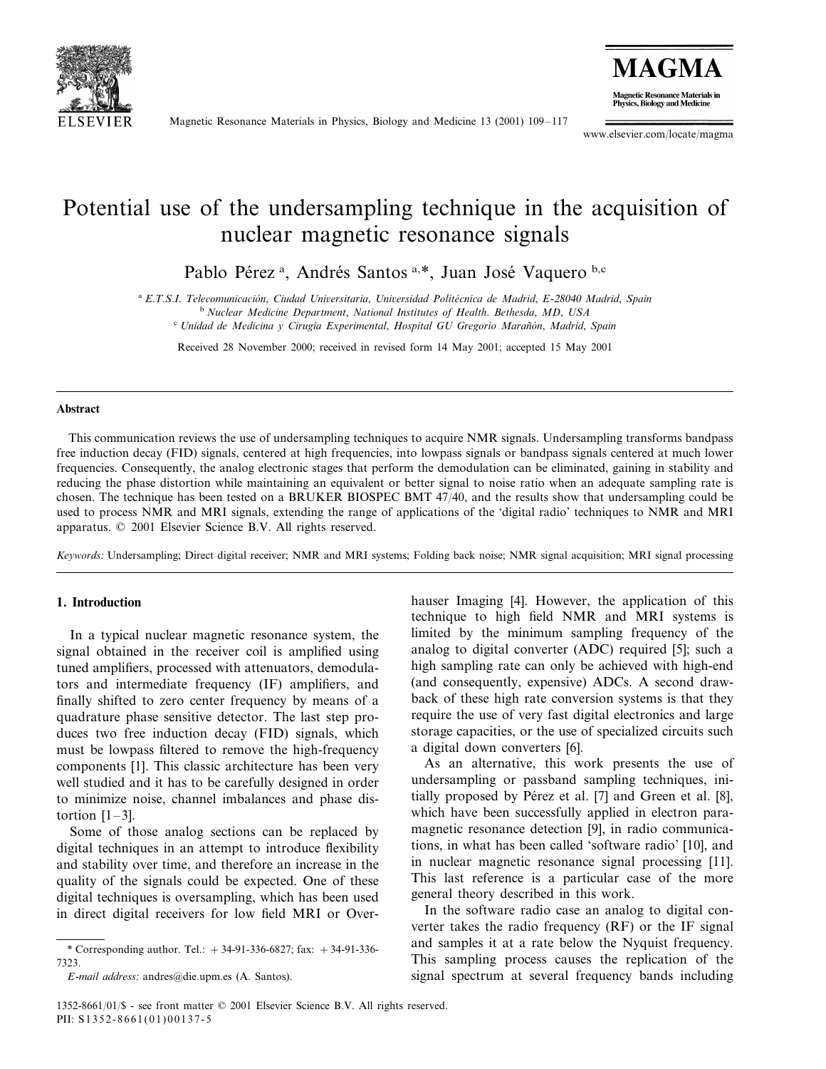# Potential use of the undersampling technique in the acquisition of nuclear magnetic resonance signals

Pablo Pérez [a], Andrés Santos [a,*], Juan José Vaquero [b,c]

[a] *E.T.S.I. Telecomunicación, Ciudad Universitaria, Universidad Politécnica de Madrid, E-28040 Madrid, Spain*
[b] *Nuclear Medicine Department, National Institutes of Health. Bethesda, MD, USA*
[c] *Unidad de Medicina y Cirugía Experimental, Hospital GU Gregorio Marañón, Madrid, Spain*

Received 28 November 2000; received in revised form 14 May 2001; accepted 15 May 2001

## Abstract

This communication reviews the use of undersampling techniques to acquire NMR signals. Undersampling transforms bandpass free induction decay (FID) signals, centered at high frequencies, into lowpass signals or bandpass signals centered at much lower frequencies. Consequently, the analog electronic stages that perform the demodulation can be eliminated, gaining in stability and reducing the phase distortion while maintaining an equivalent or better signal to noise ratio when an adequate sampling rate is chosen. The technique has been tested on a BRUKER BIOSPEC BMT 47/40, and the results show that undersampling could be used to process NMR and MRI signals, extending the range of applications of the 'digital radio' techniques to NMR and MRI apparatus. © 2001 Elsevier Science B.V. All rights reserved.

*Keywords:* Undersampling; Direct digital receiver; NMR and MRI systems; Folding back noise; NMR signal acquisition; MRI signal processing

## 1. Introduction

In a typical nuclear magnetic resonance system, the signal obtained in the receiver coil is amplified using tuned amplifiers, processed with attenuators, demodulators and intermediate frequency (IF) amplifiers, and finally shifted to zero center frequency by means of a quadrature phase sensitive detector. The last step produces two free induction decay (FID) signals, which must be lowpass filtered to remove the high-frequency components [1]. This classic architecture has been very well studied and it has to be carefully designed in order to minimize noise, channel imbalances and phase distortion [1–3].

Some of those analog sections can be replaced by digital techniques in an attempt to introduce flexibility and stability over time, and therefore an increase in the quality of the signals could be expected. One of these digital techniques is oversampling, which has been used in direct digital receivers for low field MRI or Overhauser Imaging [4]. However, the application of this technique to high field NMR and MRI systems is limited by the minimum sampling frequency of the analog to digital converter (ADC) required [5]; such a high sampling rate can only be achieved with high-end (and consequently, expensive) ADCs. A second drawback of these high rate conversion systems is that they require the use of very fast digital electronics and large storage capacities, or the use of specialized circuits such a digital down converters [6].

As an alternative, this work presents the use of undersampling or passband sampling techniques, initially proposed by Pérez et al. [7] and Green et al. [8], which have been successfully applied in electron paramagnetic resonance detection [9], in radio communications, in what has been called 'software radio' [10], and in nuclear magnetic resonance signal processing [11]. This last reference is a particular case of the more general theory described in this work.

In the software radio case an analog to digital converter takes the radio frequency (RF) or the IF signal and samples it at a rate below the Nyquist frequency. This sampling process causes the replication of the signal spectrum at several frequency bands including

\* Corresponding author. Tel.: +34-91-336-6827; fax: +34-91-336-7323.

*E-mail address:* andres@die.upm.es (A. Santos).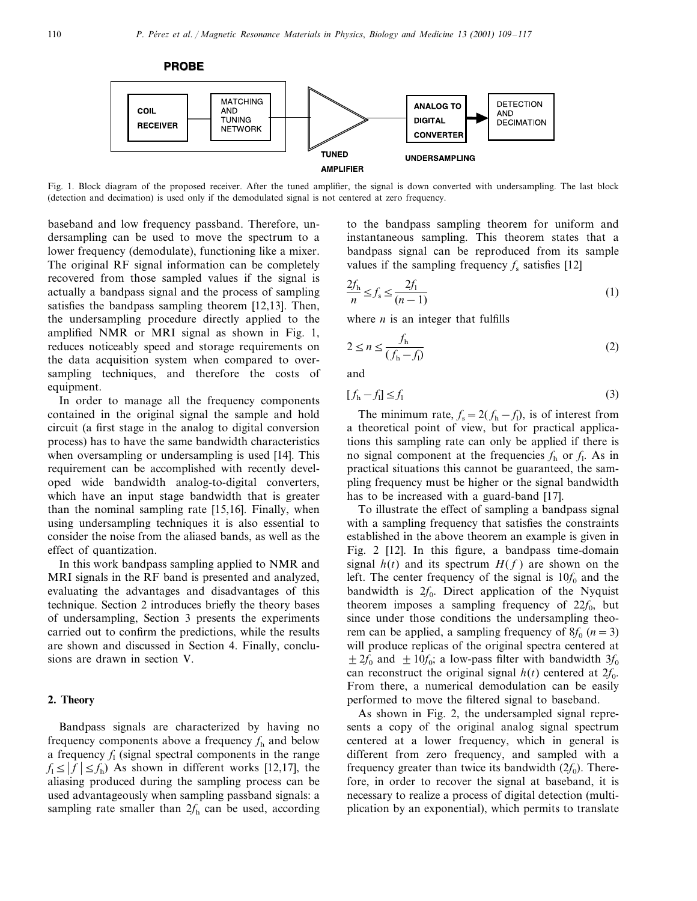PROBE

COIL RECEIVER | MATCHING AND TUNING NETWORK | TUNED AMPLIFIER | ANALOG TO DIGITAL CONVERTER | DETECTION AND DECIMATION

UNDERSAMPLING

Fig. 1. Block diagram of the proposed receiver. After the tuned amplifier, the signal is down converted with undersampling. The last block (detection and decimation) is used only if the demodulated signal is not centered at zero frequency.

baseband and low frequency passband. Therefore, undersampling can be used to move the spectrum to a lower frequency (demodulate), functioning like a mixer. The original RF signal information can be completely recovered from those sampled values if the signal is actually a bandpass signal and the process of sampling satisfies the bandpass sampling theorem [12,13]. Then, the undersampling procedure directly applied to the amplified NMR or MRI signal as shown in Fig. 1, reduces noticeably speed and storage requirements on the data acquisition system when compared to oversampling techniques, and therefore the costs of equipment.

In order to manage all the frequency components contained in the original signal the sample and hold circuit (a first stage in the analog to digital conversion process) has to have the same bandwidth characteristics when oversampling or undersampling is used [14]. This requirement can be accomplished with recently developed wide bandwidth analog-to-digital converters, which have an input stage bandwidth that is greater than the nominal sampling rate [15,16]. Finally, when using undersampling techniques it is also essential to consider the noise from the aliased bands, as well as the effect of quantization.

In this work bandpass sampling applied to NMR and MRI signals in the RF band is presented and analyzed, evaluating the advantages and disadvantages of this technique. Section 2 introduces briefly the theory bases of undersampling, Section 3 presents the experiments carried out to confirm the predictions, while the results are shown and discussed in Section 4. Finally, conclusions are drawn in section V.

## 2. Theory

Bandpass signals are characterized by having no frequency components above a frequency $f_h$ and below a frequency $f_l$ (signal spectral components in the range $f_l \leq |f| \leq f_h$) As shown in different works [12,17], the aliasing produced during the sampling process can be used advantageously when sampling passband signals: a sampling rate smaller than $2f_h$ can be used, according to the bandpass sampling theorem for uniform and instantaneous sampling. This theorem states that a bandpass signal can be reproduced from its sample values if the sampling frequency $f_s$ satisfies [12]

$$\frac{2f_h}{n} \leq f_s \leq \frac{2f_l}{(n-1)} \tag{1}$$

where $n$ is an integer that fulfills

$$2 \leq n \leq \frac{f_h}{(f_h - f_l)} \tag{2}$$

and

$$[f_h - f_l] \leq f_l \tag{3}$$

The minimum rate, $f_s = 2(f_h - f_l)$, is of interest from a theoretical point of view, but for practical applications this sampling rate can only be applied if there is no signal component at the frequencies $f_h$ or $f_l$. As in practical situations this cannot be guaranteed, the sampling frequency must be higher or the signal bandwidth has to be increased with a guard-band [17].

To illustrate the effect of sampling a bandpass signal with a sampling frequency that satisfies the constraints established in the above theorem an example is given in Fig. 2 [12]. In this figure, a bandpass time-domain signal $h(t)$ and its spectrum $H(f)$ are shown on the left. The center frequency of the signal is $10f_0$ and the bandwidth is $2f_0$. Direct application of the Nyquist theorem imposes a sampling frequency of $22f_0$, but since under those conditions the undersampling theorem can be applied, a sampling frequency of $8f_0$ ($n = 3$) will produce replicas of the original spectra centered at $\pm 2f_0$ and $\pm 10f_0$; a low-pass filter with bandwidth $3f_0$ can reconstruct the original signal $h(t)$ centered at $2f_0$. From there, a numerical demodulation can be easily performed to move the filtered signal to baseband.

As shown in Fig. 2, the undersampled signal represents a copy of the original analog signal spectrum centered at a lower frequency, which in general is different from zero frequency, and sampled with a frequency greater than twice its bandwidth ($2f_0$). Therefore, in order to recover the signal at baseband, it is necessary to realize a process of digital detection (multiplication by an exponential), which permits to translate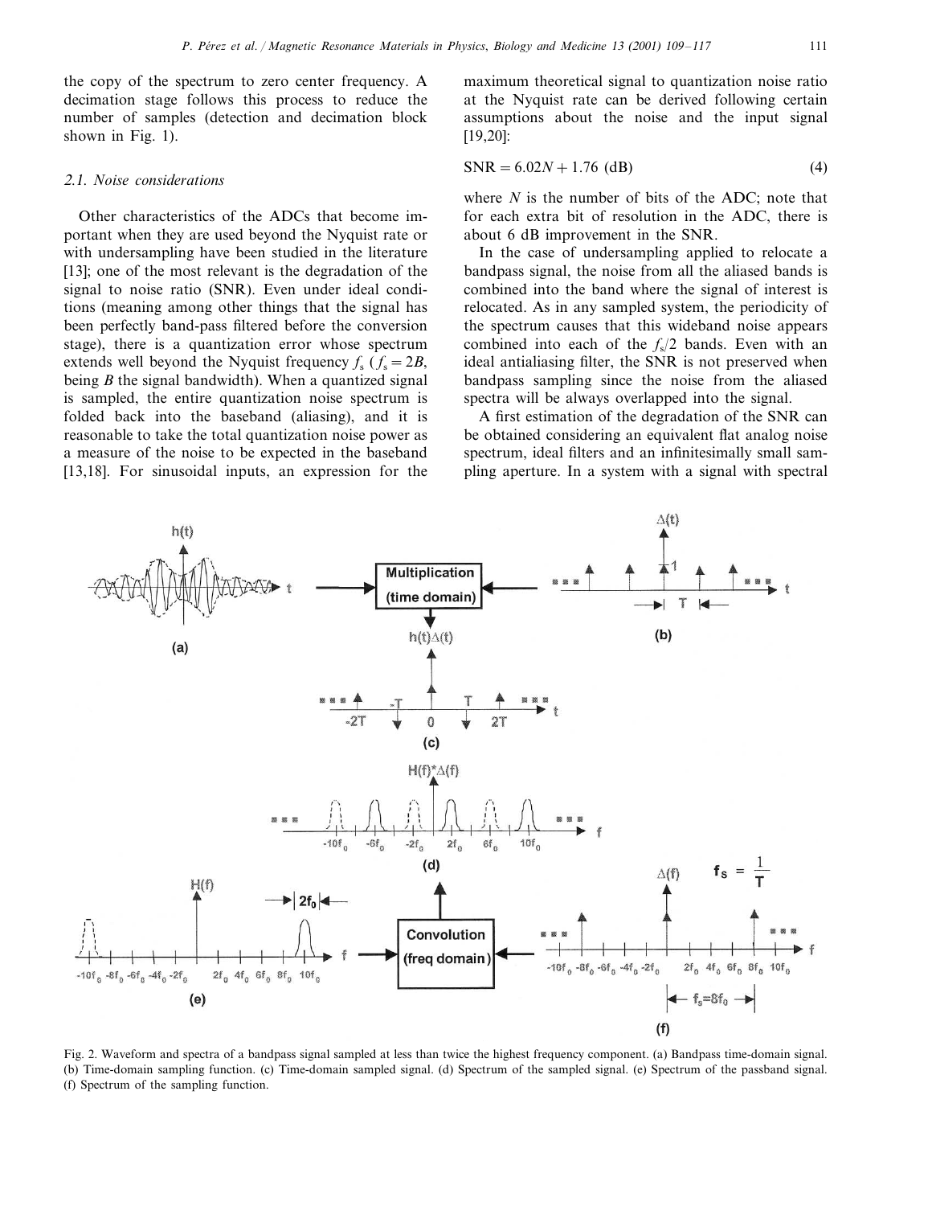the copy of the spectrum to zero center frequency. A decimation stage follows this process to reduce the number of samples (detection and decimation block shown in Fig. 1).

### 2.1. Noise considerations

Other characteristics of the ADCs that become important when they are used beyond the Nyquist rate or with undersampling have been studied in the literature [13]; one of the most relevant is the degradation of the signal to noise ratio (SNR). Even under ideal conditions (meaning among other things that the signal has been perfectly band-pass filtered before the conversion stage), there is a quantization error whose spectrum extends well beyond the Nyquist frequency $f_s$ ($f_s = 2B$, being $B$ the signal bandwidth). When a quantized signal is sampled, the entire quantization noise spectrum is folded back into the baseband (aliasing), and it is reasonable to take the total quantization noise power as a measure of the noise to be expected in the baseband [13,18]. For sinusoidal inputs, an expression for the maximum theoretical signal to quantization noise ratio at the Nyquist rate can be derived following certain assumptions about the noise and the input signal [19,20]:

$$\text{SNR} = 6.02N + 1.76 \text{ (dB)} \tag{4}$$

where $N$ is the number of bits of the ADC; note that for each extra bit of resolution in the ADC, there is about 6 dB improvement in the SNR.

In the case of undersampling applied to relocate a bandpass signal, the noise from all the aliased bands is combined into the band where the signal of interest is relocated. As in any sampled system, the periodicity of the spectrum causes that this wideband noise appears combined into each of the $f_s/2$ bands. Even with an ideal antialiasing filter, the SNR is not preserved when bandpass sampling since the noise from the aliased spectra will be always overlapped into the signal.

A first estimation of the degradation of the SNR can be obtained considering an equivalent flat analog noise spectrum, ideal filters and an infinitesimally small sampling aperture. In a system with a signal with spectral

Fig. 2. Waveform and spectra of a bandpass signal sampled at less than twice the highest frequency component. (a) Bandpass time-domain signal. (b) Time-domain sampling function. (c) Time-domain sampled signal. (d) Spectrum of the sampled signal. (e) Spectrum of the passband signal. (f) Spectrum of the sampling function.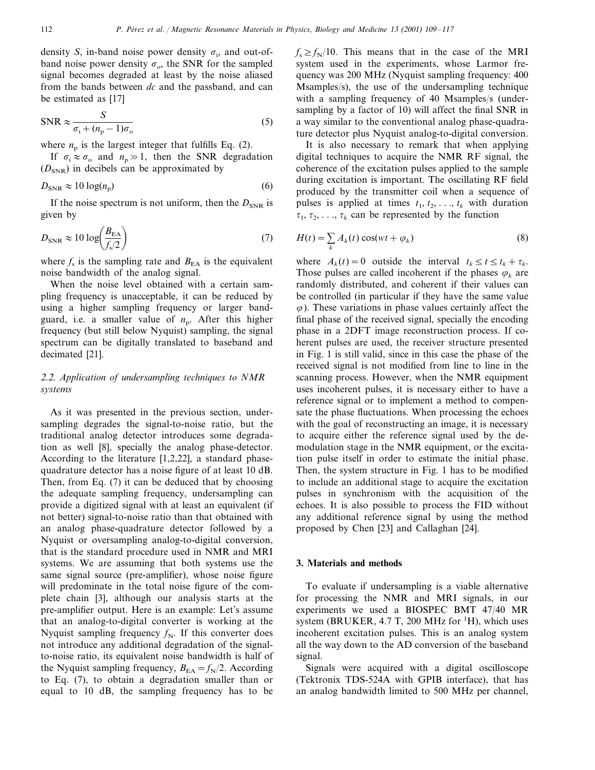density $S$, in-band noise power density $\sigma_i$, and out-of-band noise power density $\sigma_o$, the SNR for the sampled signal becomes degraded at least by the noise aliased from the bands between *dc* and the passband, and can be estimated as [17]

$$\mathrm{SNR} \approx \frac{S}{\sigma_i + (n_p - 1)\sigma_o} \tag{5}$$

where $n_p$ is the largest integer that fulfills Eq. (2).

If $\sigma_i \approx \sigma_o$ and $n_p \gg 1$, then the SNR degradation ($D_{\mathrm{SNR}}$) in decibels can be approximated by

$$D_{\mathrm{SNR}} \approx 10 \log(n_p) \tag{6}$$

If the noise spectrum is not uniform, then the $D_{\mathrm{SNR}}$ is given by

$$D_{\mathrm{SNR}} \approx 10 \log\left(\frac{B_{\mathrm{EA}}}{f_s/2}\right) \tag{7}$$

where $f_s$ is the sampling rate and $B_{\mathrm{EA}}$ is the equivalent noise bandwidth of the analog signal.

When the noise level obtained with a certain sampling frequency is unacceptable, it can be reduced by using a higher sampling frequency or larger bandguard, i.e. a smaller value of $n_p$. After this higher frequency (but still below Nyquist) sampling, the signal spectrum can be digitally translated to baseband and decimated [21].

### 2.2. Application of undersampling techniques to NMR systems

As it was presented in the previous section, undersampling degrades the signal-to-noise ratio, but the traditional analog detector introduces some degradation as well [8], specially the analog phase-detector. According to the literature [1,2,22], a standard phase-quadrature detector has a noise figure of at least 10 dB. Then, from Eq. (7) it can be deduced that by choosing the adequate sampling frequency, undersampling can provide a digitized signal with at least an equivalent (if not better) signal-to-noise ratio than that obtained with an analog phase-quadrature detector followed by a Nyquist or oversampling analog-to-digital conversion, that is the standard procedure used in NMR and MRI systems. We are assuming that both systems use the same signal source (pre-amplifier), whose noise figure will predominate in the total noise figure of the complete chain [3], although our analysis starts at the pre-amplifier output. Here is an example: Let's assume that an analog-to-digital converter is working at the Nyquist sampling frequency $f_N$. If this converter does not introduce any additional degradation of the signal-to-noise ratio, its equivalent noise bandwidth is half of the Nyquist sampling frequency, $B_{\mathrm{EA}} = f_N/2$. According to Eq. (7), to obtain a degradation smaller than or equal to 10 dB, the sampling frequency has to be $f_s \geq f_N/10$. This means that in the case of the MRI system used in the experiments, whose Larmor frequency was 200 MHz (Nyquist sampling frequency: 400 Msamples/s), the use of the undersampling technique with a sampling frequency of 40 Msamples/s (undersampling by a factor of 10) will affect the final SNR in a way similar to the conventional analog phase-quadrature detector plus Nyquist analog-to-digital conversion.

It is also necessary to remark that when applying digital techniques to acquire the NMR RF signal, the coherence of the excitation pulses applied to the sample during excitation is important. The oscillating RF field produced by the transmitter coil when a sequence of pulses is applied at times $t_1, t_2, \ldots, t_k$ with duration $\tau_1, \tau_2, \ldots, \tau_k$ can be represented by the function

$$H(t) = \sum_k A_k(t) \cos(wt + \varphi_k) \tag{8}$$

where $A_k(t) = 0$ outside the interval $t_k \leq t \leq t_k + \tau_k$. Those pulses are called incoherent if the phases $\varphi_k$ are randomly distributed, and coherent if their values can be controlled (in particular if they have the same value $\varphi$). These variations in phase values certainly affect the final phase of the received signal, specially the encoding phase in a 2DFT image reconstruction process. If coherent pulses are used, the receiver structure presented in Fig. 1 is still valid, since in this case the phase of the received signal is not modified from line to line in the scanning process. However, when the NMR equipment uses incoherent pulses, it is necessary either to have a reference signal or to implement a method to compensate the phase fluctuations. When processing the echoes with the goal of reconstructing an image, it is necessary to acquire either the reference signal used by the demodulation stage in the NMR equipment, or the excitation pulse itself in order to estimate the initial phase. Then, the system structure in Fig. 1 has to be modified to include an additional stage to acquire the excitation pulses in synchronism with the acquisition of the echoes. It is also possible to process the FID without any additional reference signal by using the method proposed by Chen [23] and Callaghan [24].

## 3. Materials and methods

To evaluate if undersampling is a viable alternative for processing the NMR and MRI signals, in our experiments we used a BIOSPEC BMT 47/40 MR system (BRUKER, 4.7 T, 200 MHz for $^1$H), which uses incoherent excitation pulses. This is an analog system all the way down to the AD conversion of the baseband signal.

Signals were acquired with a digital oscilloscope (Tektronix TDS-524A with GPIB interface), that has an analog bandwidth limited to 500 MHz per channel,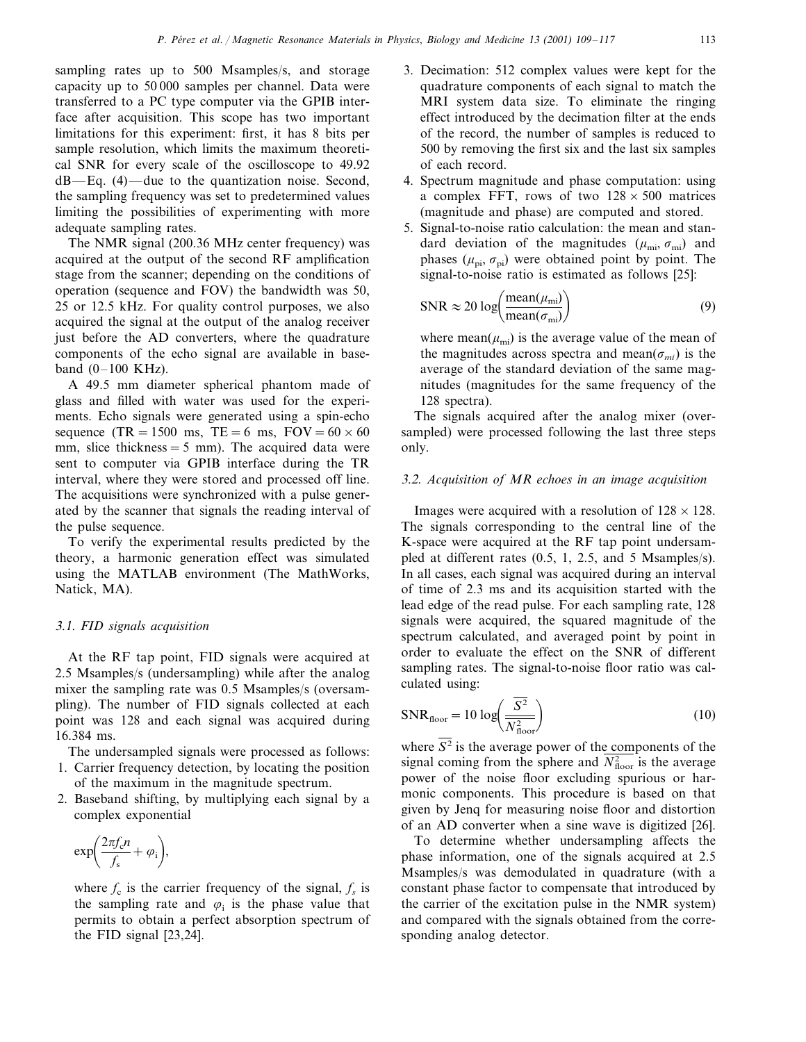sampling rates up to 500 Msamples/s, and storage capacity up to 50 000 samples per channel. Data were transferred to a PC type computer via the GPIB interface after acquisition. This scope has two important limitations for this experiment: first, it has 8 bits per sample resolution, which limits the maximum theoretical SNR for every scale of the oscilloscope to 49.92 dB—Eq. (4)—due to the quantization noise. Second, the sampling frequency was set to predetermined values limiting the possibilities of experimenting with more adequate sampling rates.

The NMR signal (200.36 MHz center frequency) was acquired at the output of the second RF amplification stage from the scanner; depending on the conditions of operation (sequence and FOV) the bandwidth was 50, 25 or 12.5 kHz. For quality control purposes, we also acquired the signal at the output of the analog receiver just before the AD converters, where the quadrature components of the echo signal are available in baseband (0–100 KHz).

A 49.5 mm diameter spherical phantom made of glass and filled with water was used for the experiments. Echo signals were generated using a spin-echo sequence (TR = 1500 ms, TE = 6 ms, FOV = 60 × 60 mm, slice thickness = 5 mm). The acquired data were sent to computer via GPIB interface during the TR interval, where they were stored and processed off line. The acquisitions were synchronized with a pulse generated by the scanner that signals the reading interval of the pulse sequence.

To verify the experimental results predicted by the theory, a harmonic generation effect was simulated using the MATLAB environment (The MathWorks, Natick, MA).

### *3.1. FID signals acquisition*

At the RF tap point, FID signals were acquired at 2.5 Msamples/s (undersampling) while after the analog mixer the sampling rate was 0.5 Msamples/s (oversampling). The number of FID signals collected at each point was 128 and each signal was acquired during 16.384 ms.

The undersampled signals were processed as follows:

1. Carrier frequency detection, by locating the position of the maximum in the magnitude spectrum.
2. Baseband shifting, by multiplying each signal by a complex exponential

   $$\exp\left(\frac{2\pi f_c n}{f_s} + \varphi_i\right),$$

   where $f_c$ is the carrier frequency of the signal, $f_s$ is the sampling rate and $\varphi_i$ is the phase value that permits to obtain a perfect absorption spectrum of the FID signal [23,24].
3. Decimation: 512 complex values were kept for the quadrature components of each signal to match the MRI system data size. To eliminate the ringing effect introduced by the decimation filter at the ends of the record, the number of samples is reduced to 500 by removing the first six and the last six samples of each record.
4. Spectrum magnitude and phase computation: using a complex FFT, rows of two 128 × 500 matrices (magnitude and phase) are computed and stored.
5. Signal-to-noise ratio calculation: the mean and standard deviation of the magnitudes ($\mu_{mi}$, $\sigma_{mi}$) and phases ($\mu_{pi}$, $\sigma_{pi}$) were obtained point by point. The signal-to-noise ratio is estimated as follows [25]:

   $$\text{SNR} \approx 20 \log\left(\frac{\text{mean}(\mu_{mi})}{\text{mean}(\sigma_{mi})}\right) \tag{9}$$

   where mean($\mu_{mi}$) is the average value of the mean of the magnitudes across spectra and mean($\sigma_{mi}$) is the average of the standard deviation of the same magnitudes (magnitudes for the same frequency of the 128 spectra).

The signals acquired after the analog mixer (oversampled) were processed following the last three steps only.

### *3.2. Acquisition of MR echoes in an image acquisition*

Images were acquired with a resolution of 128 × 128. The signals corresponding to the central line of the K-space were acquired at the RF tap point undersampled at different rates (0.5, 1, 2.5, and 5 Msamples/s). In all cases, each signal was acquired during an interval of time of 2.3 ms and its acquisition started with the lead edge of the read pulse. For each sampling rate, 128 signals were acquired, the squared magnitude of the spectrum calculated, and averaged point by point in order to evaluate the effect on the SNR of different sampling rates. The signal-to-noise floor ratio was calculated using:

$$\text{SNR}_{\text{floor}} = 10 \log\left(\frac{\overline{S^2}}{\overline{N^2_{\text{floor}}}}\right) \tag{10}$$

where $\overline{S^2}$ is the average power of the components of the signal coming from the sphere and $\overline{N^2_{\text{floor}}}$ is the average power of the noise floor excluding spurious or harmonic components. This procedure is based on that given by Jenq for measuring noise floor and distortion of an AD converter when a sine wave is digitized [26].

To determine whether undersampling affects the phase information, one of the signals acquired at 2.5 Msamples/s was demodulated in quadrature (with a constant phase factor to compensate that introduced by the carrier of the excitation pulse in the NMR system) and compared with the signals obtained from the corresponding analog detector.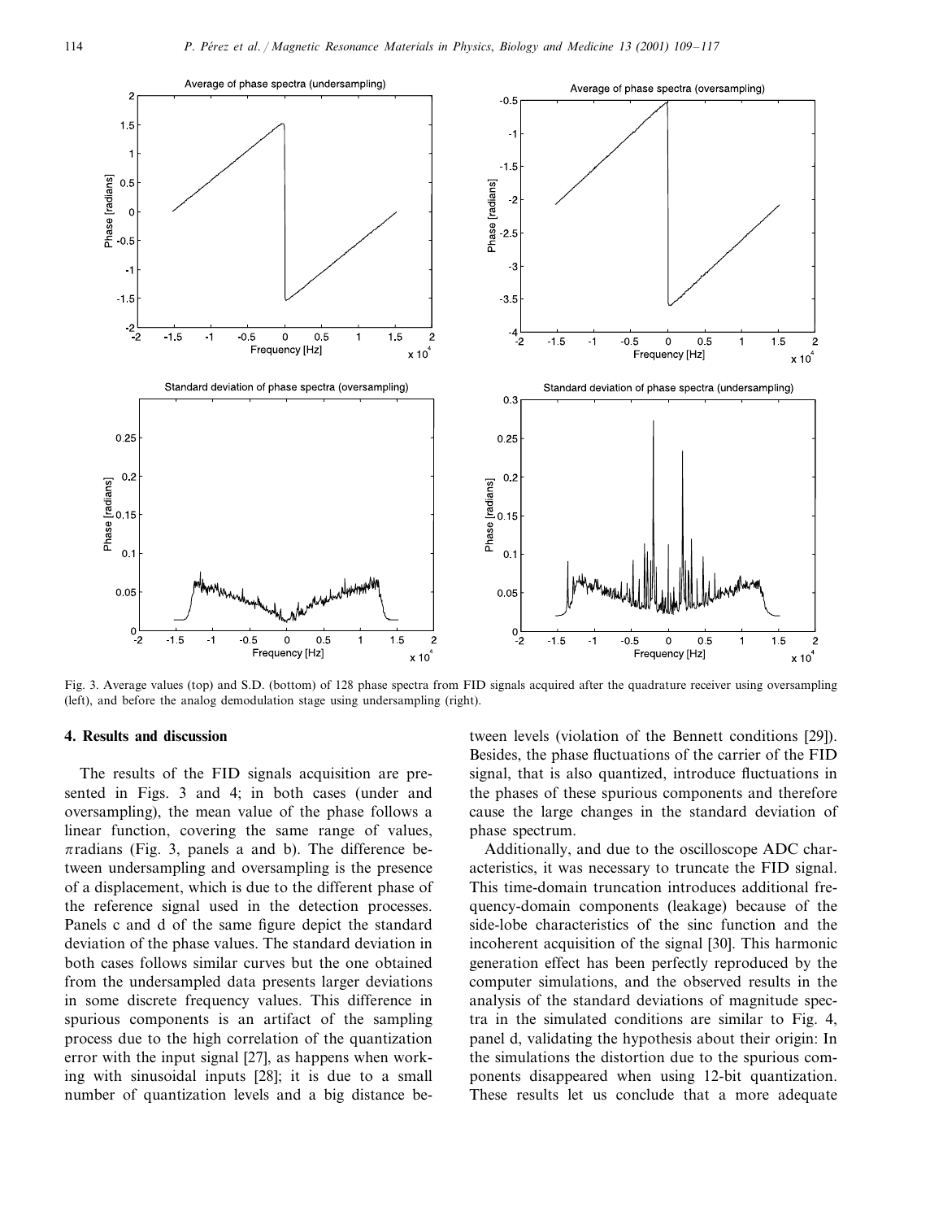Fig. 3. Average values (top) and S.D. (bottom) of 128 phase spectra from FID signals acquired after the quadrature receiver using oversampling (left), and before the analog demodulation stage using undersampling (right).

## 4. Results and discussion

The results of the FID signals acquisition are presented in Figs. 3 and 4; in both cases (under and oversampling), the mean value of the phase follows a linear function, covering the same range of values, $\pi$ radians (Fig. 3, panels a and b). The difference between undersampling and oversampling is the presence of a displacement, which is due to the different phase of the reference signal used in the detection processes. Panels c and d of the same figure depict the standard deviation of the phase values. The standard deviation in both cases follows similar curves but the one obtained from the undersampled data presents larger deviations in some discrete frequency values. This difference in spurious components is an artifact of the sampling process due to the high correlation of the quantization error with the input signal [27], as happens when working with sinusoidal inputs [28]; it is due to a small number of quantization levels and a big distance between levels (violation of the Bennett conditions [29]). Besides, the phase fluctuations of the carrier of the FID signal, that is also quantized, introduce fluctuations in the phases of these spurious components and therefore cause the large changes in the standard deviation of phase spectrum.

Additionally, and due to the oscilloscope ADC characteristics, it was necessary to truncate the FID signal. This time-domain truncation introduces additional frequency-domain components (leakage) because of the side-lobe characteristics of the sinc function and the incoherent acquisition of the signal [30]. This harmonic generation effect has been perfectly reproduced by the computer simulations, and the observed results in the analysis of the standard deviations of magnitude spectra in the simulated conditions are similar to Fig. 4, panel d, validating the hypothesis about their origin: In the simulations the distortion due to the spurious components disappeared when using 12-bit quantization. These results let us conclude that a more adequate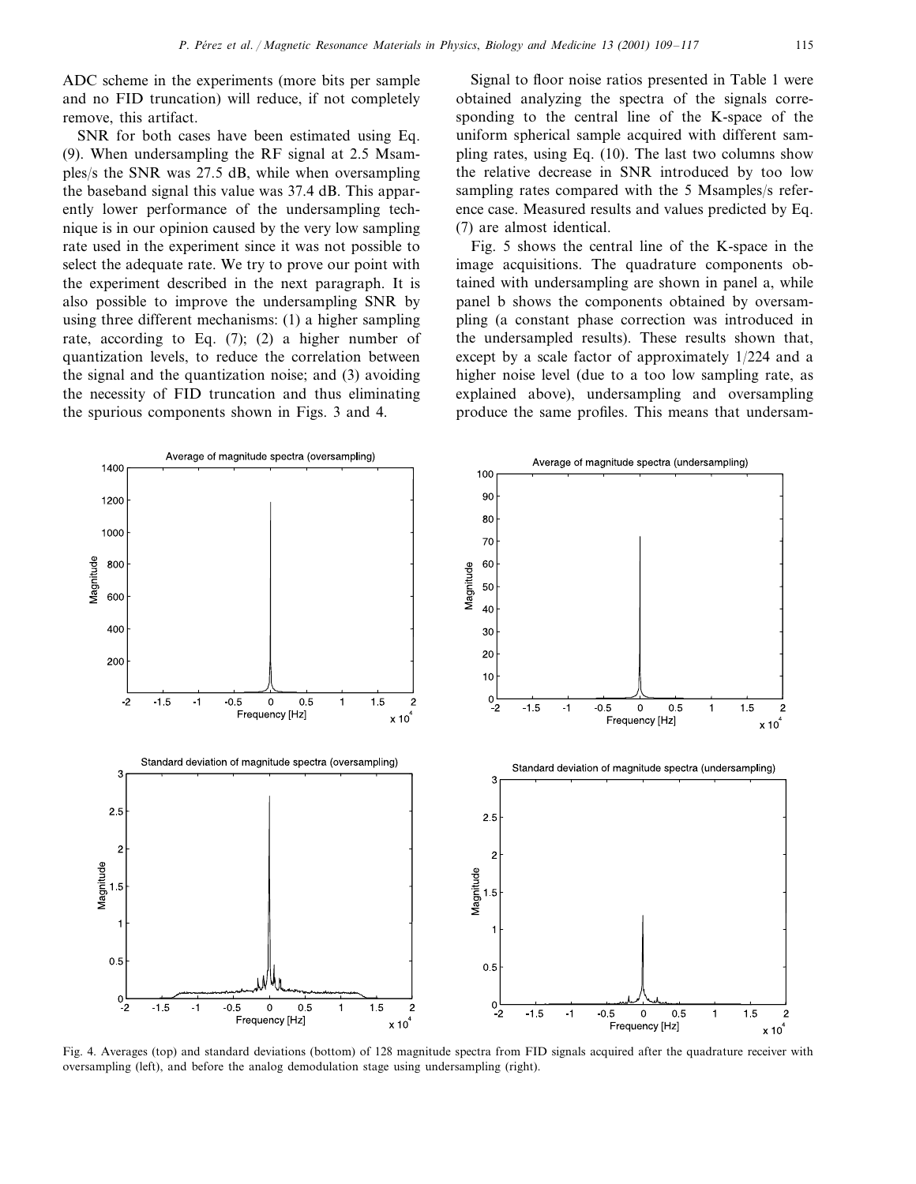ADC scheme in the experiments (more bits per sample and no FID truncation) will reduce, if not completely remove, this artifact.

SNR for both cases have been estimated using Eq. (9). When undersampling the RF signal at 2.5 Msamples/s the SNR was 27.5 dB, while when oversampling the baseband signal this value was 37.4 dB. This apparently lower performance of the undersampling technique is in our opinion caused by the very low sampling rate used in the experiment since it was not possible to select the adequate rate. We try to prove our point with the experiment described in the next paragraph. It is also possible to improve the undersampling SNR by using three different mechanisms: (1) a higher sampling rate, according to Eq. (7); (2) a higher number of quantization levels, to reduce the correlation between the signal and the quantization noise; and (3) avoiding the necessity of FID truncation and thus eliminating the spurious components shown in Figs. 3 and 4.

Signal to floor noise ratios presented in Table 1 were obtained analyzing the spectra of the signals corresponding to the central line of the K-space of the uniform spherical sample acquired with different sampling rates, using Eq. (10). The last two columns show the relative decrease in SNR introduced by too low sampling rates compared with the 5 Msamples/s reference case. Measured results and values predicted by Eq. (7) are almost identical.

Fig. 5 shows the central line of the K-space in the image acquisitions. The quadrature components obtained with undersampling are shown in panel a, while panel b shows the components obtained by oversampling (a constant phase correction was introduced in the undersampled results). These results shown that, except by a scale factor of approximately 1/224 and a higher noise level (due to a too low sampling rate, as explained above), undersampling and oversampling produce the same profiles. This means that undersam-

Fig. 4. Averages (top) and standard deviations (bottom) of 128 magnitude spectra from FID signals acquired after the quadrature receiver with oversampling (left), and before the analog demodulation stage using undersampling (right).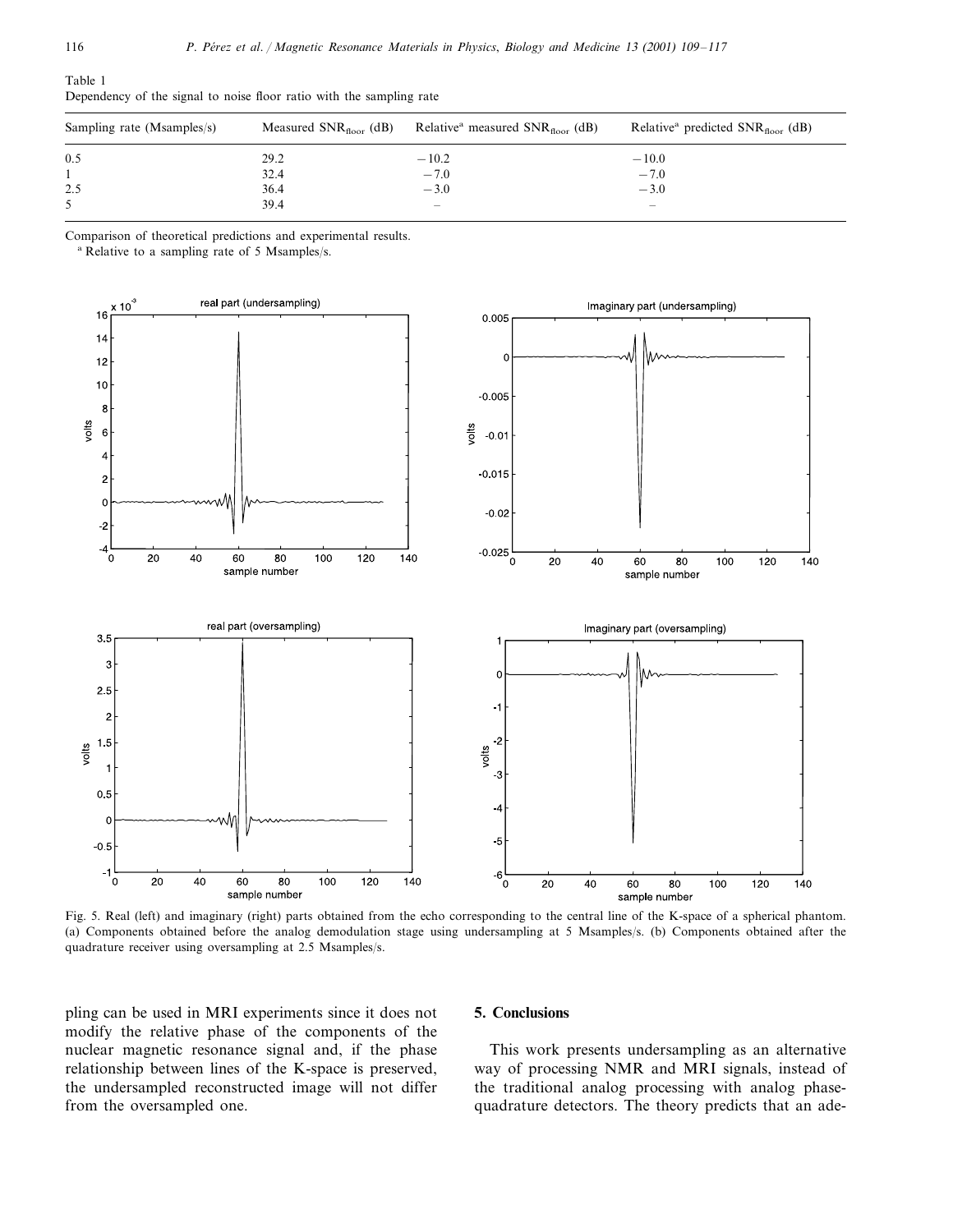Table 1
Dependency of the signal to noise floor ratio with the sampling rate

| Sampling rate (Msamples/s) | Measured $SNR_{floor}$ (dB) | Relative[a] measured $SNR_{floor}$ (dB) | Relative[a] predicted $SNR_{floor}$ (dB) |
|---|---|---|---|
| 0.5 | 29.2 | −10.2 | −10.0 |
| 1 | 32.4 | −7.0 | −7.0 |
| 2.5 | 36.4 | −3.0 | −3.0 |
| 5 | 39.4 | – | – |

Comparison of theoretical predictions and experimental results.
[a] Relative to a sampling rate of 5 Msamples/s.

Fig. 5. Real (left) and imaginary (right) parts obtained from the echo corresponding to the central line of the K-space of a spherical phantom. (a) Components obtained before the analog demodulation stage using undersampling at 5 Msamples/s. (b) Components obtained after the quadrature receiver using oversampling at 2.5 Msamples/s.

pling can be used in MRI experiments since it does not modify the relative phase of the components of the nuclear magnetic resonance signal and, if the phase relationship between lines of the K-space is preserved, the undersampled reconstructed image will not differ from the oversampled one.

## 5. Conclusions

This work presents undersampling as an alternative way of processing NMR and MRI signals, instead of the traditional analog processing with analog phase-quadrature detectors. The theory predicts that an ade-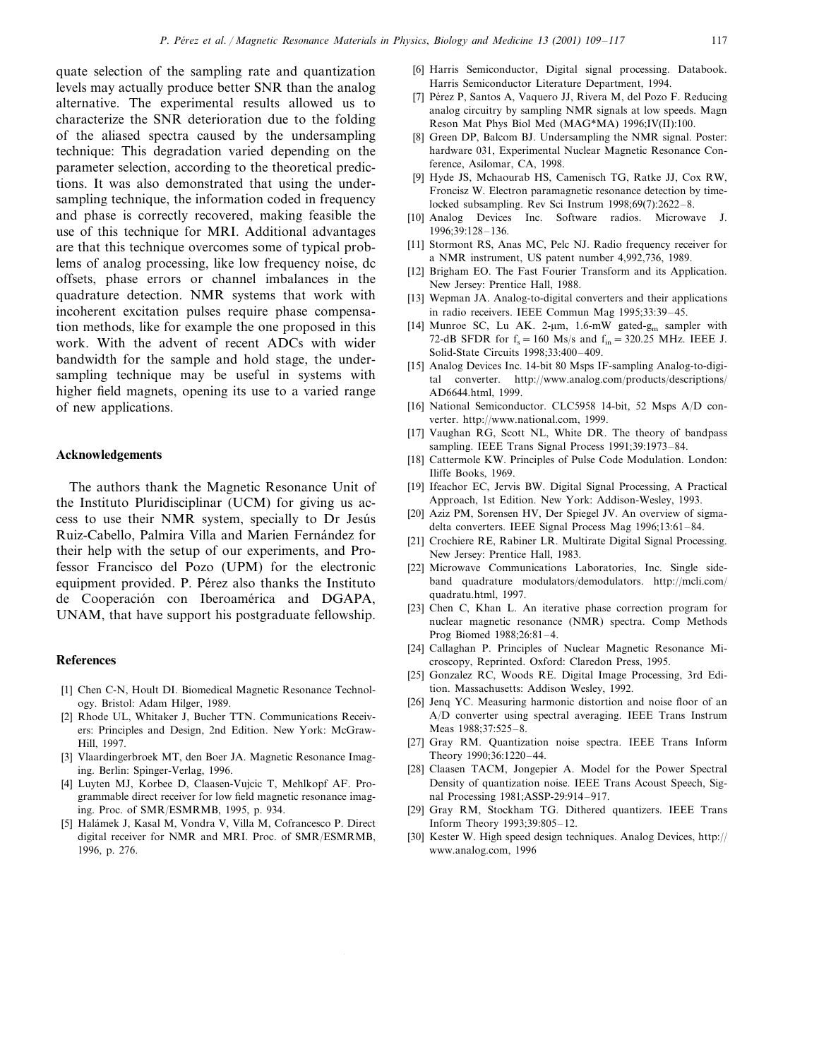quate selection of the sampling rate and quantization levels may actually produce better SNR than the analog alternative. The experimental results allowed us to characterize the SNR deterioration due to the folding of the aliased spectra caused by the undersampling technique: This degradation varied depending on the parameter selection, according to the theoretical predictions. It was also demonstrated that using the undersampling technique, the information coded in frequency and phase is correctly recovered, making feasible the use of this technique for MRI. Additional advantages are that this technique overcomes some of typical problems of analog processing, like low frequency noise, dc offsets, phase errors or channel imbalances in the quadrature detection. NMR systems that work with incoherent excitation pulses require phase compensation methods, like for example the one proposed in this work. With the advent of recent ADCs with wider bandwidth for the sample and hold stage, the undersampling technique may be useful in systems with higher field magnets, opening its use to a varied range of new applications.

## Acknowledgements

The authors thank the Magnetic Resonance Unit of the Instituto Pluridisciplinar (UCM) for giving us access to use their NMR system, specially to Dr Jesús Ruiz-Cabello, Palmira Villa and Marien Fernández for their help with the setup of our experiments, and Professor Francisco del Pozo (UPM) for the electronic equipment provided. P. Pérez also thanks the Instituto de Cooperación con Iberoamérica and DGAPA, UNAM, that have support his postgraduate fellowship.

## References

[1] Chen C-N, Hoult DI. Biomedical Magnetic Resonance Technology. Bristol: Adam Hilger, 1989.

[2] Rhode UL, Whitaker J, Bucher TTN. Communications Receivers: Principles and Design, 2nd Edition. New York: McGraw-Hill, 1997.

[3] Vlaardingerbroek MT, den Boer JA. Magnetic Resonance Imaging. Berlin: Spinger-Verlag, 1996.

[4] Luyten MJ, Korbee D, Claasen-Vujcic T, Mehlkopf AF. Programmable direct receiver for low field magnetic resonance imaging. Proc. of SMR/ESMRMB, 1995, p. 934.

[5] Halámek J, Kasal M, Vondra V, Villa M, Cofrancesco P. Direct digital receiver for NMR and MRI. Proc. of SMR/ESMRMB, 1996, p. 276.

[6] Harris Semiconductor, Digital signal processing. Databook. Harris Semiconductor Literature Department, 1994.

[7] Pérez P, Santos A, Vaquero JJ, Rivera M, del Pozo F. Reducing analog circuitry by sampling NMR signals at low speeds. Magn Reson Mat Phys Biol Med (MAG*MA) 1996;IV(II):100.

[8] Green DP, Balcom BJ. Undersampling the NMR signal. Poster: hardware 031, Experimental Nuclear Magnetic Resonance Conference, Asilomar, CA, 1998.

[9] Hyde JS, Mchaourab HS, Camenisch TG, Ratke JJ, Cox RW, Froncisz W. Electron paramagnetic resonance detection by time-locked subsampling. Rev Sci Instrum 1998;69(7):2622–8.

[10] Analog Devices Inc. Software radios. Microwave J. 1996;39:128–136.

[11] Stormont RS, Anas MC, Pelc NJ. Radio frequency receiver for a NMR instrument, US patent number 4,992,736, 1989.

[12] Brigham EO. The Fast Fourier Transform and its Application. New Jersey: Prentice Hall, 1988.

[13] Wepman JA. Analog-to-digital converters and their applications in radio receivers. IEEE Commun Mag 1995;33:39–45.

[14] Munroe SC, Lu AK. 2-μm, 1.6-mW gated-$g_m$ sampler with 72-dB SFDR for $f_s = 160$ Ms/s and $f_{in} = 320.25$ MHz. IEEE J. Solid-State Circuits 1998;33:400–409.

[15] Analog Devices Inc. 14-bit 80 Msps IF-sampling Analog-to-digital converter. http://www.analog.com/products/descriptions/AD6644.html, 1999.

[16] National Semiconductor. CLC5958 14-bit, 52 Msps A/D converter. http://www.national.com, 1999.

[17] Vaughan RG, Scott NL, White DR. The theory of bandpass sampling. IEEE Trans Signal Process 1991;39:1973–84.

[18] Cattermole KW. Principles of Pulse Code Modulation. London: Iliffe Books, 1969.

[19] Ifeachor EC, Jervis BW. Digital Signal Processing, A Practical Approach, 1st Edition. New York: Addison-Wesley, 1993.

[20] Aziz PM, Sorensen HV, Der Spiegel JV. An overview of sigma-delta converters. IEEE Signal Process Mag 1996;13:61–84.

[21] Crochiere RE, Rabiner LR. Multirate Digital Signal Processing. New Jersey: Prentice Hall, 1983.

[22] Microwave Communications Laboratories, Inc. Single sideband quadrature modulators/demodulators. http://mcli.com/quadratu.html, 1997.

[23] Chen C, Khan L. An iterative phase correction program for nuclear magnetic resonance (NMR) spectra. Comp Methods Prog Biomed 1988;26:81–4.

[24] Callaghan P. Principles of Nuclear Magnetic Resonance Microscopy, Reprinted. Oxford: Claredon Press, 1995.

[25] Gonzalez RC, Woods RE. Digital Image Processing, 3rd Edition. Massachusetts: Addison Wesley, 1992.

[26] Jenq YC. Measuring harmonic distortion and noise floor of an A/D converter using spectral averaging. IEEE Trans Instrum Meas 1988;37:525–8.

[27] Gray RM. Quantization noise spectra. IEEE Trans Inform Theory 1990;36:1220–44.

[28] Claasen TACM, Jongepier A. Model for the Power Spectral Density of quantization noise. IEEE Trans Acoust Speech, Signal Processing 1981;ASSP-29:914–917.

[29] Gray RM, Stockham TG. Dithered quantizers. IEEE Trans Inform Theory 1993;39:805–12.

[30] Kester W. High speed design techniques. Analog Devices, http://www.analog.com, 1996